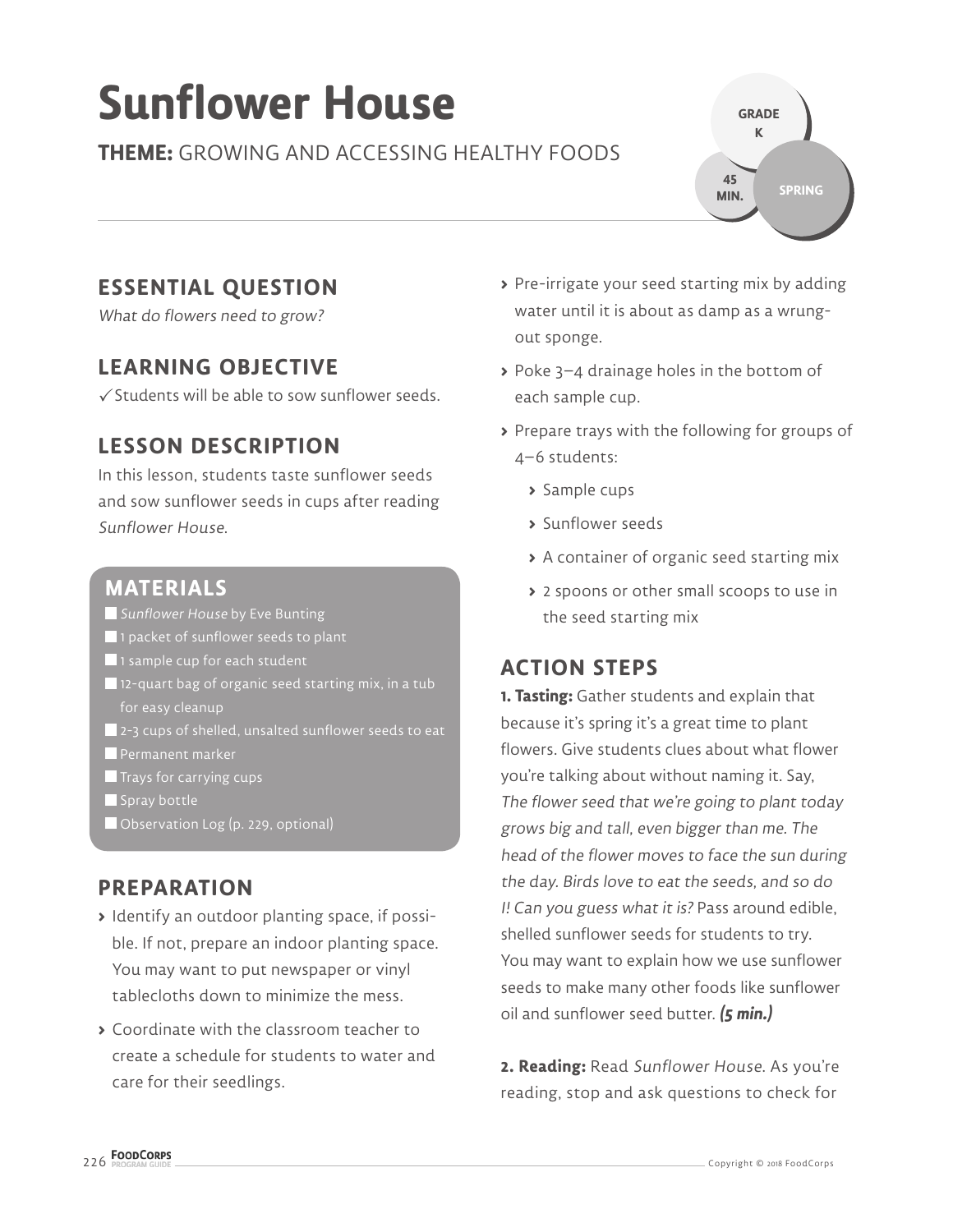# Sunflower House

**THEME:** GROWING AND ACCESSING HEALTHY FOODS

GRADE K

45 MIN.

SPRING

## ESSENTIAL QUESTION

*What do flowers need to grow?*

## LEARNING OBJECTIVE

✓ Students will be able to sow sunflower seeds.

## LESSON DESCRIPTION

In this lesson, students taste sunflower seeds and sow sunflower seeds in cups after reading *Sunflower House*.

## MATERIALS

- *Sunflower House* by Eve Bunting
- 1 packet of sunflower seeds to plant
- 1 sample cup for each student
- 12-quart bag of organic seed starting mix, in a tub for easy cleanup
- 2-3 cups of shelled, unsalted sunflower seeds to eat
- Permanent marker
- Trays for carrying cups
- Spray bottle
- Observation Log (p. 229, optional)

## PREPARATION

- Identify an outdoor planting space, if possible. If not, prepare an indoor planting space. You may want to put newspaper or vinyl tablecloths down to minimize the mess.
- Coordinate with the classroom teacher to create a schedule for students to water and care for their seedlings.
- Pre-irrigate your seed starting mix by adding water until it is about as damp as a wrung-out sponge.
- Poke 3–4 drainage holes in the bottom of each sample cup.
- Prepare trays with the following for groups of 4–6 students:
  - Sample cups
  - Sunflower seeds
  - A container of organic seed starting mix
  - 2 spoons or other small scoops to use in the seed starting mix

## ACTION STEPS

**1. Tasting:** Gather students and explain that because it's spring it's a great time to plant flowers. Give students clues about what flower you're talking about without naming it. Say, *The flower seed that we're going to plant today grows big and tall, even bigger than me. The head of the flower moves to face the sun during the day. Birds love to eat the seeds, and so do I! Can you guess what it is?* Pass around edible, shelled sunflower seeds for students to try. You may want to explain how we use sunflower seeds to make many other foods like sunflower oil and sunflower seed butter. ***(5 min.)***

**2. Reading:** Read *Sunflower House*. As you're reading, stop and ask questions to check for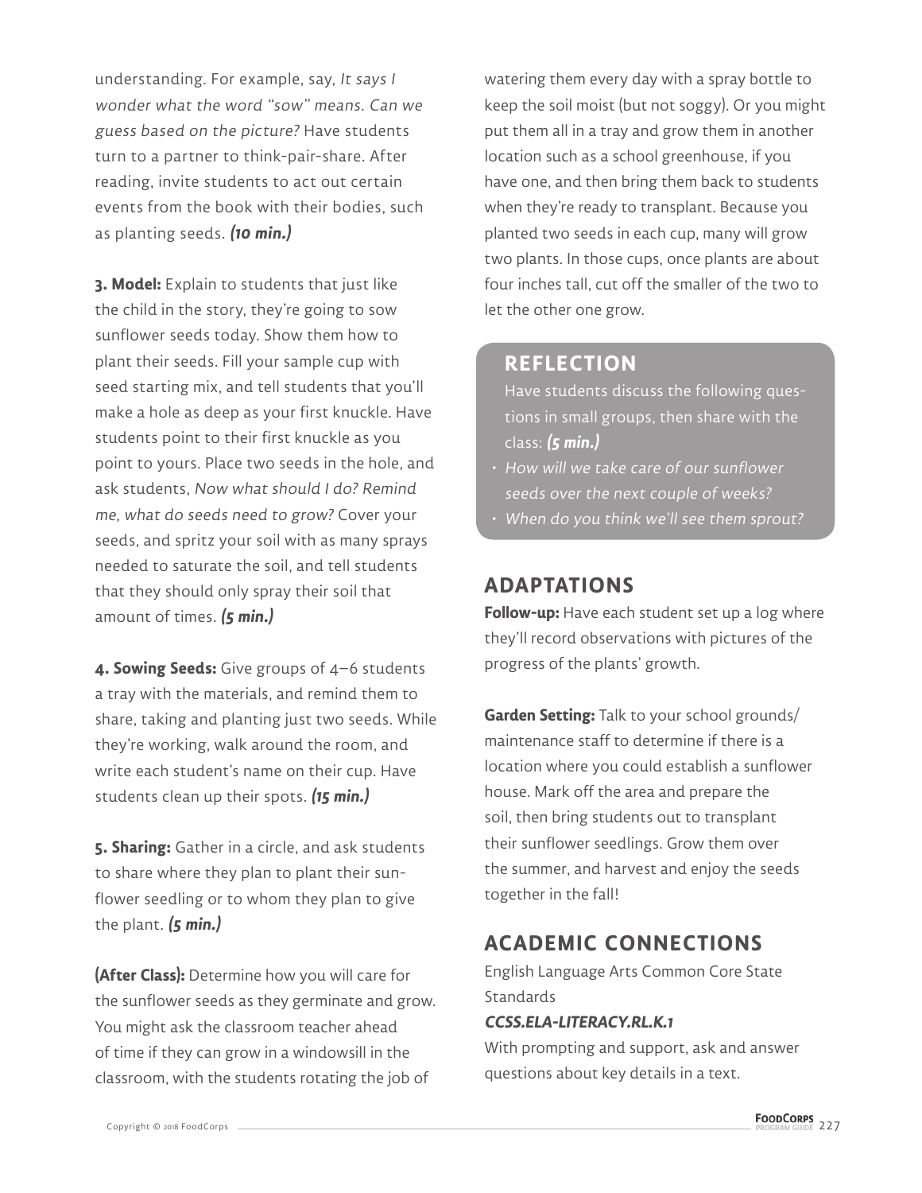understanding. For example, say, *It says I wonder what the word "sow" means. Can we guess based on the picture?* Have students turn to a partner to think-pair-share. After reading, invite students to act out certain events from the book with their bodies, such as planting seeds. ***(10 min.)***

**3. Model:** Explain to students that just like the child in the story, they're going to sow sunflower seeds today. Show them how to plant their seeds. Fill your sample cup with seed starting mix, and tell students that you'll make a hole as deep as your first knuckle. Have students point to their first knuckle as you point to yours. Place two seeds in the hole, and ask students, *Now what should I do? Remind me, what do seeds need to grow?* Cover your seeds, and spritz your soil with as many sprays needed to saturate the soil, and tell students that they should only spray their soil that amount of times. ***(5 min.)***

**4. Sowing Seeds:** Give groups of 4–6 students a tray with the materials, and remind them to share, taking and planting just two seeds. While they're working, walk around the room, and write each student's name on their cup. Have students clean up their spots. ***(15 min.)***

**5. Sharing:** Gather in a circle, and ask students to share where they plan to plant their sunflower seedling or to whom they plan to give the plant. ***(5 min.)***

**(After Class):** Determine how you will care for the sunflower seeds as they germinate and grow. You might ask the classroom teacher ahead of time if they can grow in a windowsill in the classroom, with the students rotating the job of watering them every day with a spray bottle to keep the soil moist (but not soggy). Or you might put them all in a tray and grow them in another location such as a school greenhouse, if you have one, and then bring them back to students when they're ready to transplant. Because you planted two seeds in each cup, many will grow two plants. In those cups, once plants are about four inches tall, cut off the smaller of the two to let the other one grow.

## REFLECTION

Have students discuss the following questions in small groups, then share with the class: ***(5 min.)***

- *How will we take care of our sunflower seeds over the next couple of weeks?*
- *When do you think we'll see them sprout?*

## ADAPTATIONS

**Follow-up:** Have each student set up a log where they'll record observations with pictures of the progress of the plants' growth.

**Garden Setting:** Talk to your school grounds/maintenance staff to determine if there is a location where you could establish a sunflower house. Mark off the area and prepare the soil, then bring students out to transplant their sunflower seedlings. Grow them over the summer, and harvest and enjoy the seeds together in the fall!

## ACADEMIC CONNECTIONS

English Language Arts Common Core State Standards

***CCSS.ELA-LITERACY.RL.K.1***

With prompting and support, ask and answer questions about key details in a text.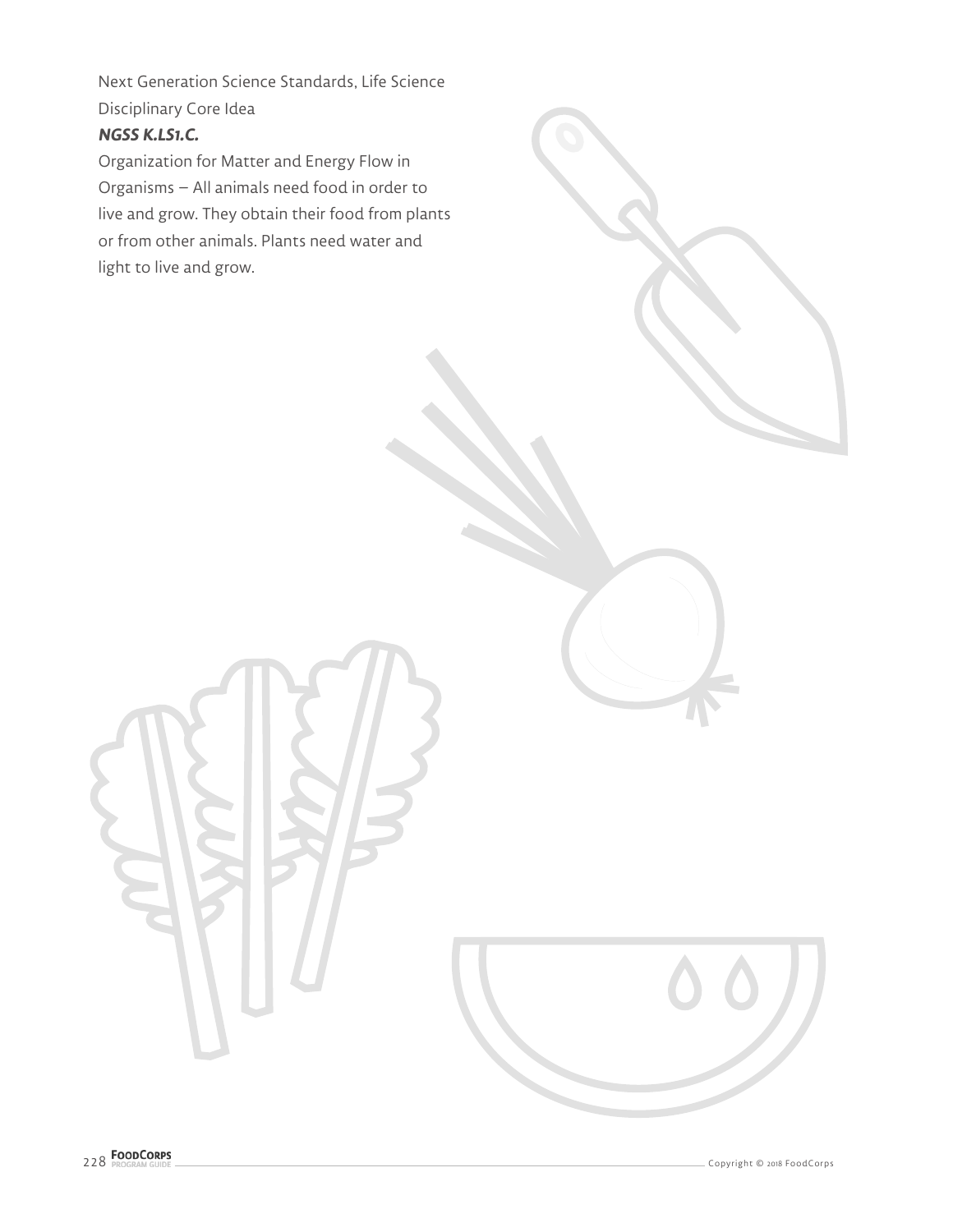Next Generation Science Standards, Life Science Disciplinary Core Idea

***NGSS K.LS1.C.***

Organization for Matter and Energy Flow in Organisms – All animals need food in order to live and grow. They obtain their food from plants or from other animals. Plants need water and light to live and grow.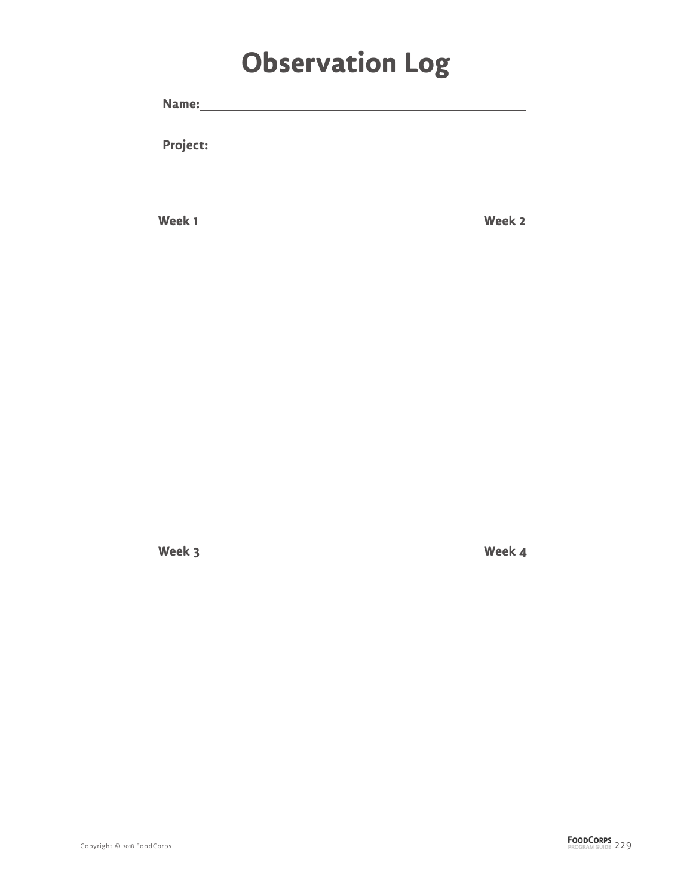# Observation Log

**Name:** \_\_\_\_\_\_\_\_\_\_\_\_\_\_\_\_\_\_\_\_\_\_\_\_\_\_\_\_\_\_\_\_\_\_\_\_\_\_\_\_

**Project:** \_\_\_\_\_\_\_\_\_\_\_\_\_\_\_\_\_\_\_\_\_\_\_\_\_\_\_\_\_\_\_\_\_\_\_\_\_\_\_\_

| | |
|---|---|
| **Week 1** | **Week 2** |
| **Week 3** | **Week 4** |

Copyright © 2018 FoodCorps